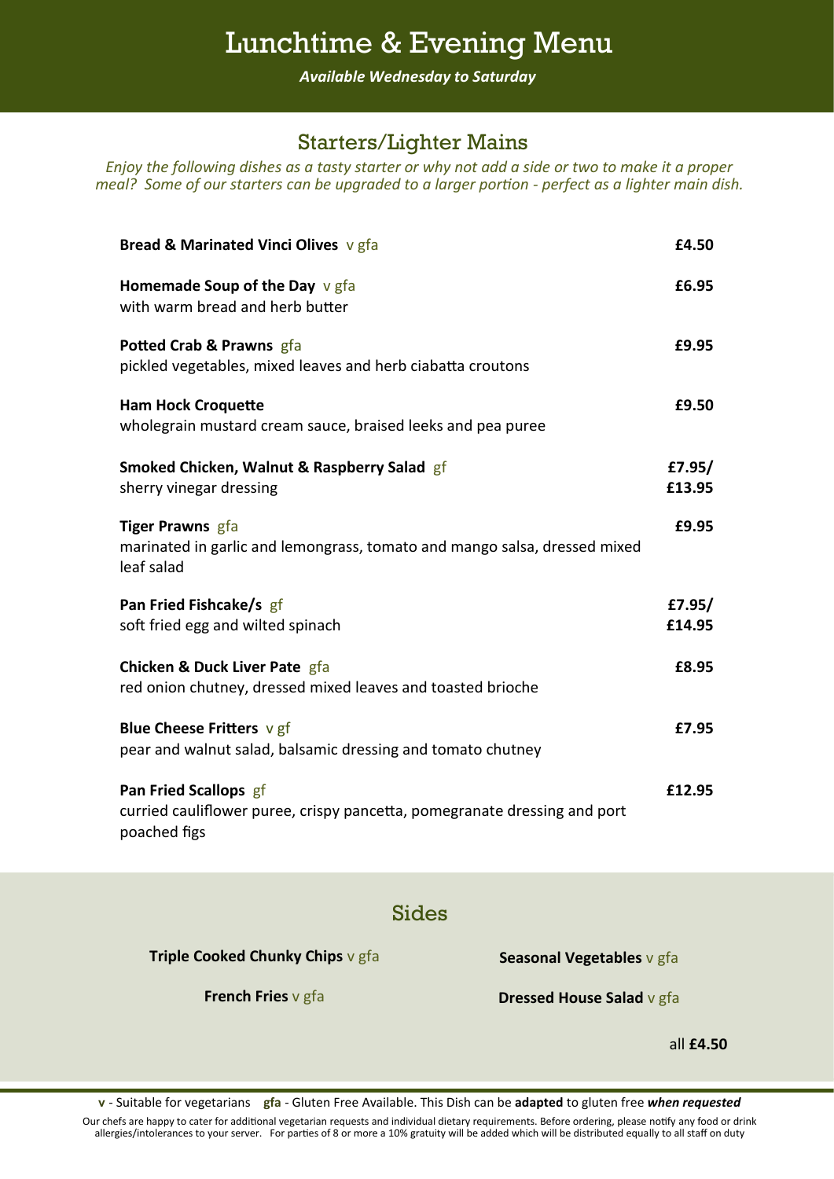# Lunchtime & Evening Menu

*Available Wednesday to Saturday*

## Starters/Lighter Mains

*Enjoy the following dishes as a tasty starter or why not add a side or two to make it a proper meal? Some of our starters can be upgraded to a larger portion - perfect as a lighter main dish.*

**Bread & Marinated Vinci Olives** v gfa — **£4.50**

**Homemade Soup of the Day** v gfa — **£6.95**
with warm bread and herb butter

**Potted Crab & Prawns** gfa — **£9.95**
pickled vegetables, mixed leaves and herb ciabatta croutons

**Ham Hock Croquette** — **£9.50**
wholegrain mustard cream sauce, braised leeks and pea puree

**Smoked Chicken, Walnut & Raspberry Salad** gf — **£7.95/ £13.95**
sherry vinegar dressing

**Tiger Prawns** gfa — **£9.95**
marinated in garlic and lemongrass, tomato and mango salsa, dressed mixed leaf salad

**Pan Fried Fishcake/s** gf — **£7.95/ £14.95**
soft fried egg and wilted spinach

**Chicken & Duck Liver Pate** gfa — **£8.95**
red onion chutney, dressed mixed leaves and toasted brioche

**Blue Cheese Fritters** v gf — **£7.95**
pear and walnut salad, balsamic dressing and tomato chutney

**Pan Fried Scallops** gf — **£12.95**
curried cauliflower puree, crispy pancetta, pomegranate dressing and port poached figs

## Sides

**Triple Cooked Chunky Chips** v gfa

**Seasonal Vegetables** v gfa

**French Fries** v gfa

**Dressed House Salad** v gfa

all **£4.50**

**v** - Suitable for vegetarians **gfa** - Gluten Free Available. This Dish can be **adapted** to gluten free ***when requested***

Our chefs are happy to cater for additional vegetarian requests and individual dietary requirements. Before ordering, please notify any food or drink allergies/intolerances to your server. For parties of 8 or more a 10% gratuity will be added which will be distributed equally to all staff on duty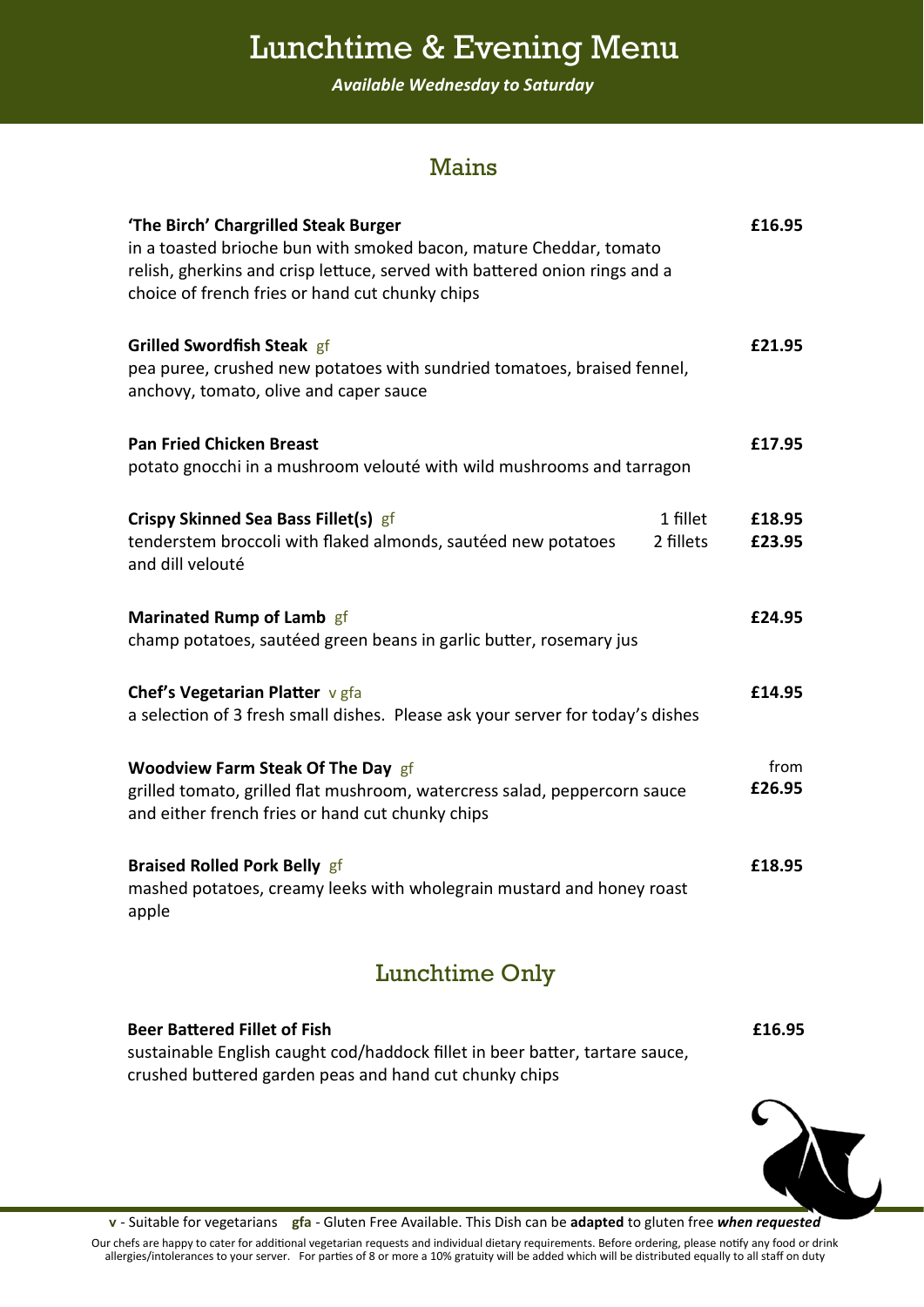# Lunchtime & Evening Menu

*Available Wednesday to Saturday*

## Mains

**'The Birch' Chargrilled Steak Burger** — **£16.95**
in a toasted brioche bun with smoked bacon, mature Cheddar, tomato relish, gherkins and crisp lettuce, served with battered onion rings and a choice of french fries or hand cut chunky chips

**Grilled Swordfish Steak** gf — **£21.95**
pea puree, crushed new potatoes with sundried tomatoes, braised fennel, anchovy, tomato, olive and caper sauce

**Pan Fried Chicken Breast** — **£17.95**
potato gnocchi in a mushroom velouté with wild mushrooms and tarragon

**Crispy Skinned Sea Bass Fillet(s)** gf — 1 fillet **£18.95** / 2 fillets **£23.95**
tenderstem broccoli with flaked almonds, sautéed new potatoes and dill velouté

**Marinated Rump of Lamb** gf — **£24.95**
champ potatoes, sautéed green beans in garlic butter, rosemary jus

**Chef's Vegetarian Platter** v gfa — **£14.95**
a selection of 3 fresh small dishes. Please ask your server for today's dishes

**Woodview Farm Steak Of The Day** gf — from **£26.95**
grilled tomato, grilled flat mushroom, watercress salad, peppercorn sauce and either french fries or hand cut chunky chips

**Braised Rolled Pork Belly** gf — **£18.95**
mashed potatoes, creamy leeks with wholegrain mustard and honey roast apple

## Lunchtime Only

**Beer Battered Fillet of Fish** — **£16.95**
sustainable English caught cod/haddock fillet in beer batter, tartare sauce, crushed buttered garden peas and hand cut chunky chips

**v** - Suitable for vegetarians **gfa** - Gluten Free Available. This Dish can be **adapted** to gluten free ***when requested***

Our chefs are happy to cater for additional vegetarian requests and individual dietary requirements. Before ordering, please notify any food or drink allergies/intolerances to your server. For parties of 8 or more a 10% gratuity will be added which will be distributed equally to all staff on duty